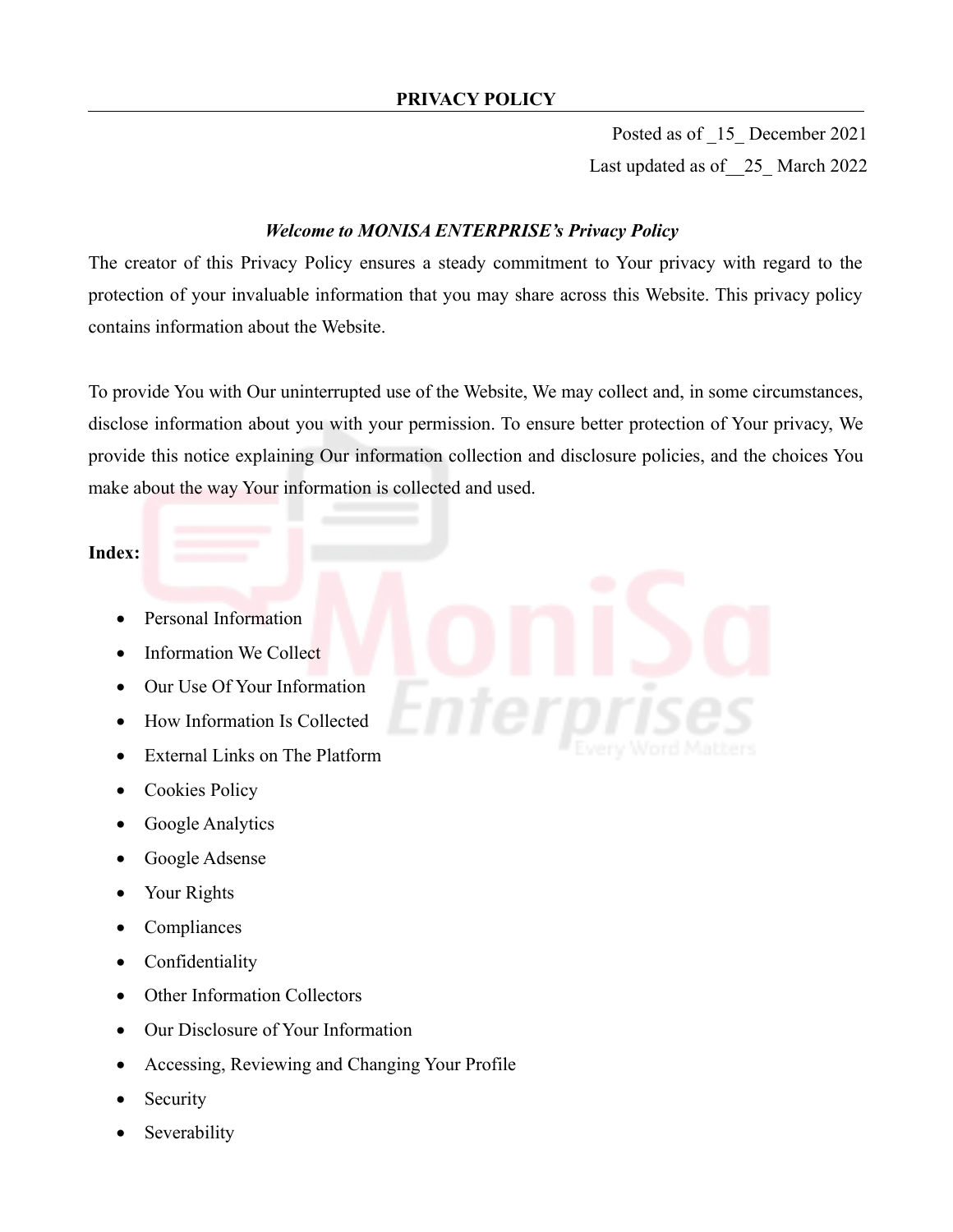# PRIVACY POLICY

Posted as of _15_ December 2021

Last updated as of__25_ March 2022

***Welcome to MONISA ENTERPRISE's Privacy Policy***

The creator of this Privacy Policy ensures a steady commitment to Your privacy with regard to the protection of your invaluable information that you may share across this Website. This privacy policy contains information about the Website.

To provide You with Our uninterrupted use of the Website, We may collect and, in some circumstances, disclose information about you with your permission. To ensure better protection of Your privacy, We provide this notice explaining Our information collection and disclosure policies, and the choices You make about the way Your information is collected and used.

**Index:**

- Personal Information
- Information We Collect
- Our Use Of Your Information
- How Information Is Collected
- External Links on The Platform
- Cookies Policy
- Google Analytics
- Google Adsense
- Your Rights
- Compliances
- Confidentiality
- Other Information Collectors
- Our Disclosure of Your Information
- Accessing, Reviewing and Changing Your Profile
- Security
- Severability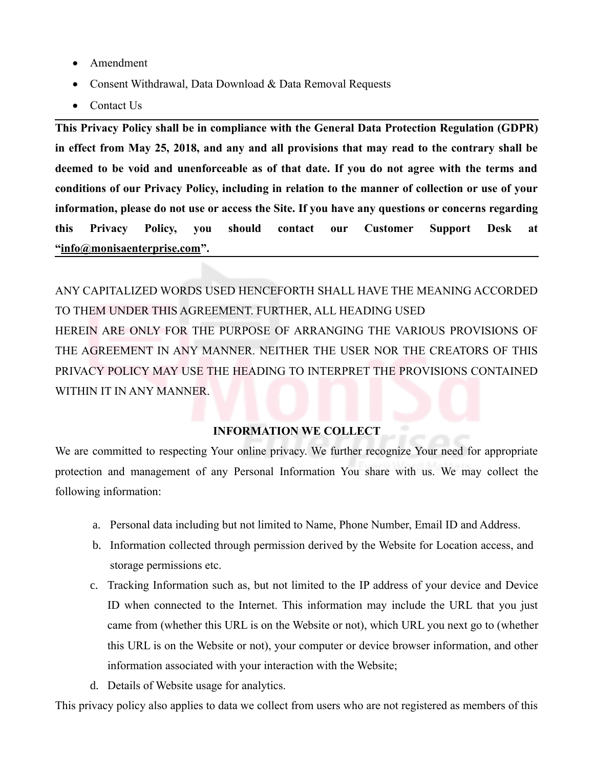- Amendment
- Consent Withdrawal, Data Download & Data Removal Requests
- Contact Us

---

**This Privacy Policy shall be in compliance with the General Data Protection Regulation (GDPR) in effect from May 25, 2018, and any and all provisions that may read to the contrary shall be deemed to be void and unenforceable as of that date. If you do not agree with the terms and conditions of our Privacy Policy, including in relation to the manner of collection or use of your information, please do not use or access the Site. If you have any questions or concerns regarding this Privacy Policy, you should contact our Customer Support Desk at "info@monisaenterprise.com".**

---

ANY CAPITALIZED WORDS USED HENCEFORTH SHALL HAVE THE MEANING ACCORDED TO THEM UNDER THIS AGREEMENT. FURTHER, ALL HEADING USED HEREIN ARE ONLY FOR THE PURPOSE OF ARRANGING THE VARIOUS PROVISIONS OF THE AGREEMENT IN ANY MANNER. NEITHER THE USER NOR THE CREATORS OF THIS PRIVACY POLICY MAY USE THE HEADING TO INTERPRET THE PROVISIONS CONTAINED WITHIN IT IN ANY MANNER.

## INFORMATION WE COLLECT

We are committed to respecting Your online privacy. We further recognize Your need for appropriate protection and management of any Personal Information You share with us. We may collect the following information:

a. Personal data including but not limited to Name, Phone Number, Email ID and Address.
b. Information collected through permission derived by the Website for Location access, and storage permissions etc.
c. Tracking Information such as, but not limited to the IP address of your device and Device ID when connected to the Internet. This information may include the URL that you just came from (whether this URL is on the Website or not), which URL you next go to (whether this URL is on the Website or not), your computer or device browser information, and other information associated with your interaction with the Website;
d. Details of Website usage for analytics.

This privacy policy also applies to data we collect from users who are not registered as members of this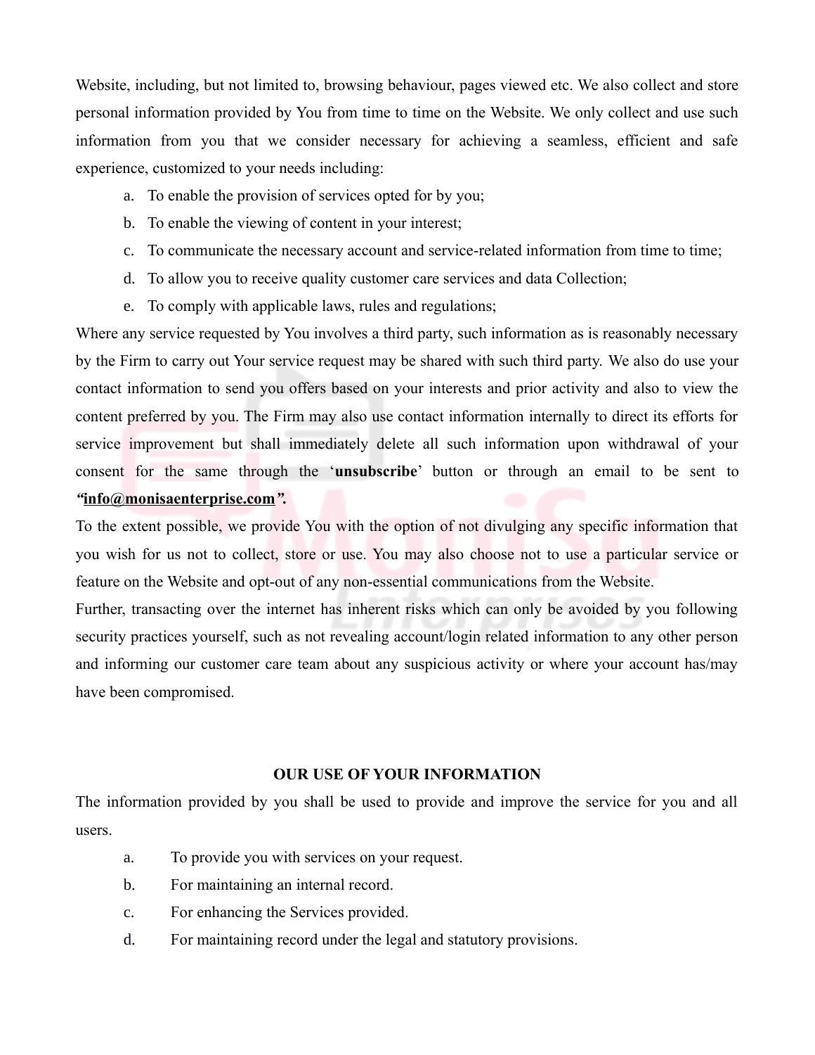Website, including, but not limited to, browsing behaviour, pages viewed etc. We also collect and store personal information provided by You from time to time on the Website. We only collect and use such information from you that we consider necessary for achieving a seamless, efficient and safe experience, customized to your needs including:

a. To enable the provision of services opted for by you;
b. To enable the viewing of content in your interest;
c. To communicate the necessary account and service-related information from time to time;
d. To allow you to receive quality customer care services and data Collection;
e. To comply with applicable laws, rules and regulations;

Where any service requested by You involves a third party, such information as is reasonably necessary by the Firm to carry out Your service request may be shared with such third party. We also do use your contact information to send you offers based on your interests and prior activity and also to view the content preferred by you. The Firm may also use contact information internally to direct its efforts for service improvement but shall immediately delete all such information upon withdrawal of your consent for the same through the '**unsubscribe**' button or through an email to be sent to ***"info@monisaenterprise.com".***

To the extent possible, we provide You with the option of not divulging any specific information that you wish for us not to collect, store or use. You may also choose not to use a particular service or feature on the Website and opt-out of any non-essential communications from the Website.

Further, transacting over the internet has inherent risks which can only be avoided by you following security practices yourself, such as not revealing account/login related information to any other person and informing our customer care team about any suspicious activity or where your account has/may have been compromised.

## OUR USE OF YOUR INFORMATION

The information provided by you shall be used to provide and improve the service for you and all users.

a. To provide you with services on your request.
b. For maintaining an internal record.
c. For enhancing the Services provided.
d. For maintaining record under the legal and statutory provisions.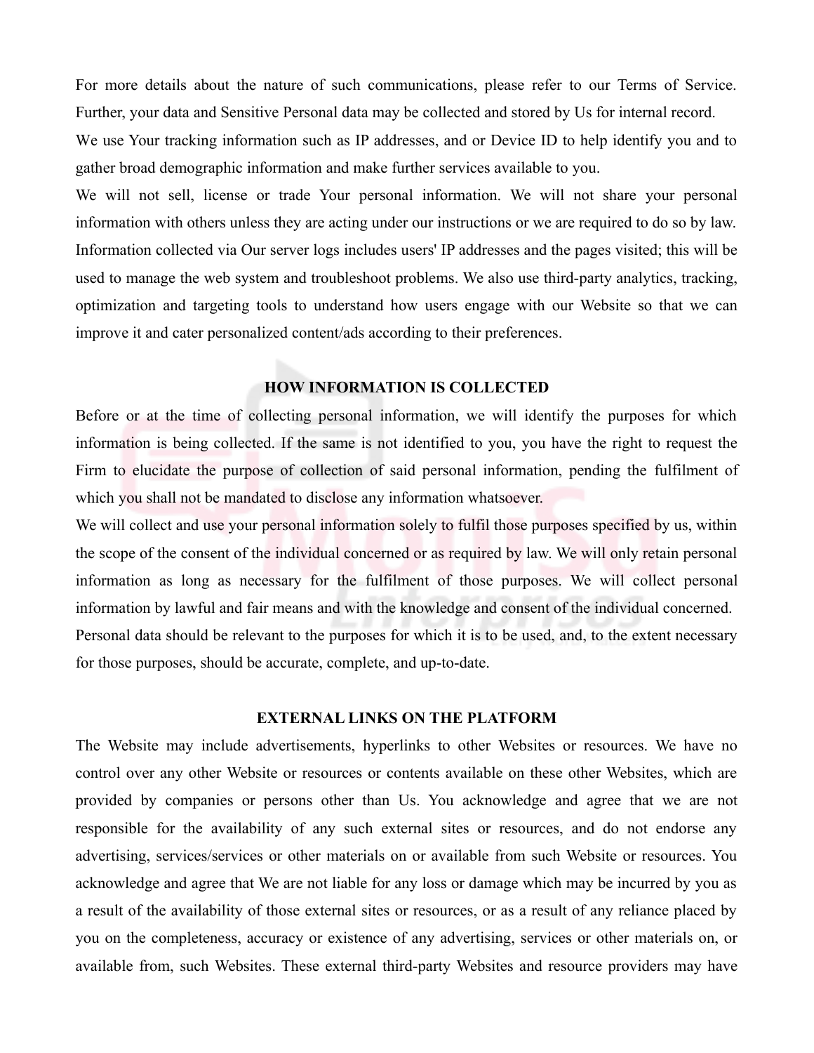For more details about the nature of such communications, please refer to our Terms of Service. Further, your data and Sensitive Personal data may be collected and stored by Us for internal record.

We use Your tracking information such as IP addresses, and or Device ID to help identify you and to gather broad demographic information and make further services available to you.

We will not sell, license or trade Your personal information. We will not share your personal information with others unless they are acting under our instructions or we are required to do so by law.

Information collected via Our server logs includes users' IP addresses and the pages visited; this will be used to manage the web system and troubleshoot problems. We also use third-party analytics, tracking, optimization and targeting tools to understand how users engage with our Website so that we can improve it and cater personalized content/ads according to their preferences.

## HOW INFORMATION IS COLLECTED

Before or at the time of collecting personal information, we will identify the purposes for which information is being collected. If the same is not identified to you, you have the right to request the Firm to elucidate the purpose of collection of said personal information, pending the fulfilment of which you shall not be mandated to disclose any information whatsoever.

We will collect and use your personal information solely to fulfil those purposes specified by us, within the scope of the consent of the individual concerned or as required by law. We will only retain personal information as long as necessary for the fulfilment of those purposes. We will collect personal information by lawful and fair means and with the knowledge and consent of the individual concerned.

Personal data should be relevant to the purposes for which it is to be used, and, to the extent necessary for those purposes, should be accurate, complete, and up-to-date.

## EXTERNAL LINKS ON THE PLATFORM

The Website may include advertisements, hyperlinks to other Websites or resources. We have no control over any other Website or resources or contents available on these other Websites, which are provided by companies or persons other than Us. You acknowledge and agree that we are not responsible for the availability of any such external sites or resources, and do not endorse any advertising, services/services or other materials on or available from such Website or resources. You acknowledge and agree that We are not liable for any loss or damage which may be incurred by you as a result of the availability of those external sites or resources, or as a result of any reliance placed by you on the completeness, accuracy or existence of any advertising, services or other materials on, or available from, such Websites. These external third-party Websites and resource providers may have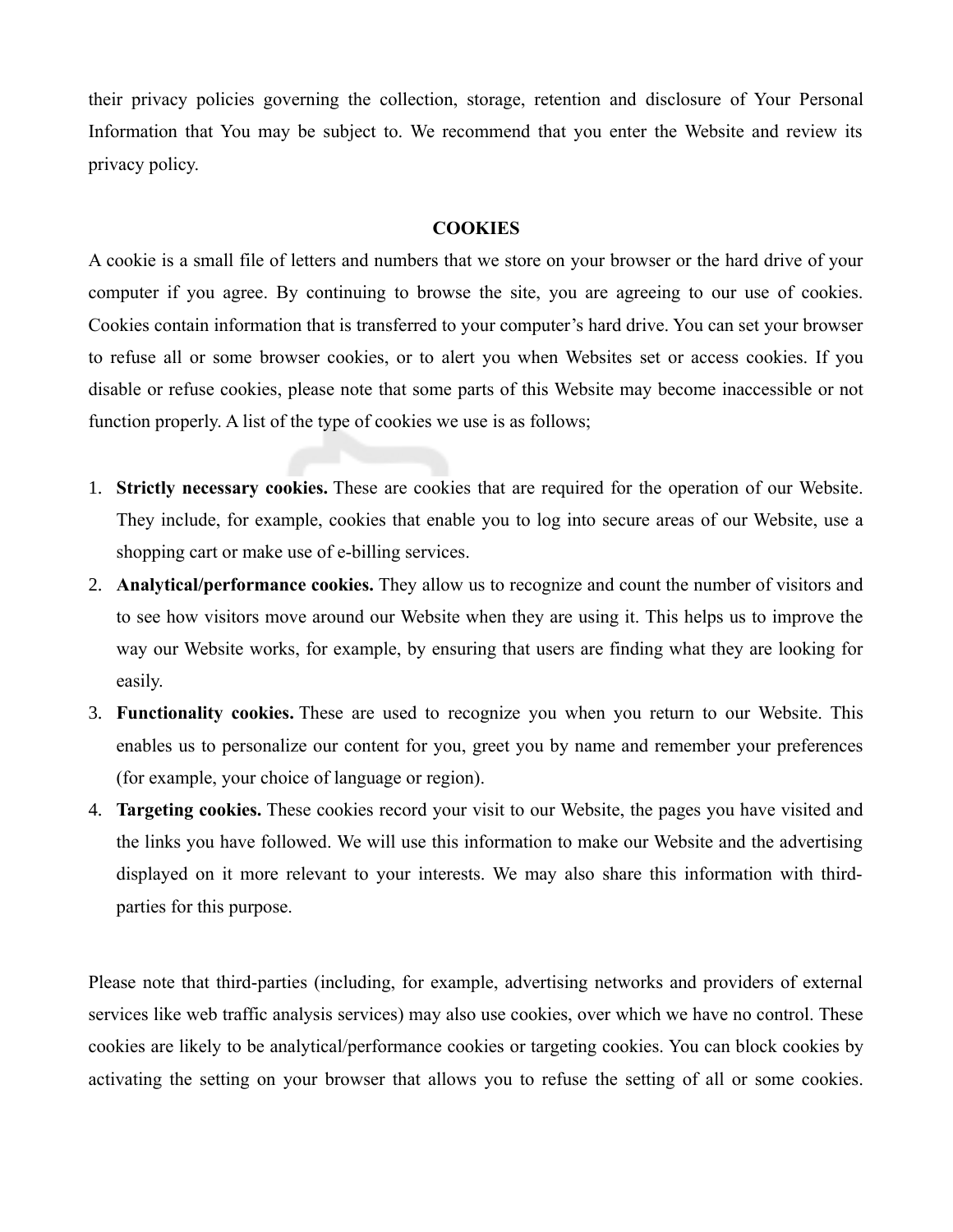their privacy policies governing the collection, storage, retention and disclosure of Your Personal Information that You may be subject to. We recommend that you enter the Website and review its privacy policy.

## COOKIES

A cookie is a small file of letters and numbers that we store on your browser or the hard drive of your computer if you agree. By continuing to browse the site, you are agreeing to our use of cookies. Cookies contain information that is transferred to your computer's hard drive. You can set your browser to refuse all or some browser cookies, or to alert you when Websites set or access cookies. If you disable or refuse cookies, please note that some parts of this Website may become inaccessible or not function properly. A list of the type of cookies we use is as follows;

1. **Strictly necessary cookies.** These are cookies that are required for the operation of our Website. They include, for example, cookies that enable you to log into secure areas of our Website, use a shopping cart or make use of e-billing services.
2. **Analytical/performance cookies.** They allow us to recognize and count the number of visitors and to see how visitors move around our Website when they are using it. This helps us to improve the way our Website works, for example, by ensuring that users are finding what they are looking for easily.
3. **Functionality cookies.** These are used to recognize you when you return to our Website. This enables us to personalize our content for you, greet you by name and remember your preferences (for example, your choice of language or region).
4. **Targeting cookies.** These cookies record your visit to our Website, the pages you have visited and the links you have followed. We will use this information to make our Website and the advertising displayed on it more relevant to your interests. We may also share this information with third-parties for this purpose.

Please note that third-parties (including, for example, advertising networks and providers of external services like web traffic analysis services) may also use cookies, over which we have no control. These cookies are likely to be analytical/performance cookies or targeting cookies. You can block cookies by activating the setting on your browser that allows you to refuse the setting of all or some cookies.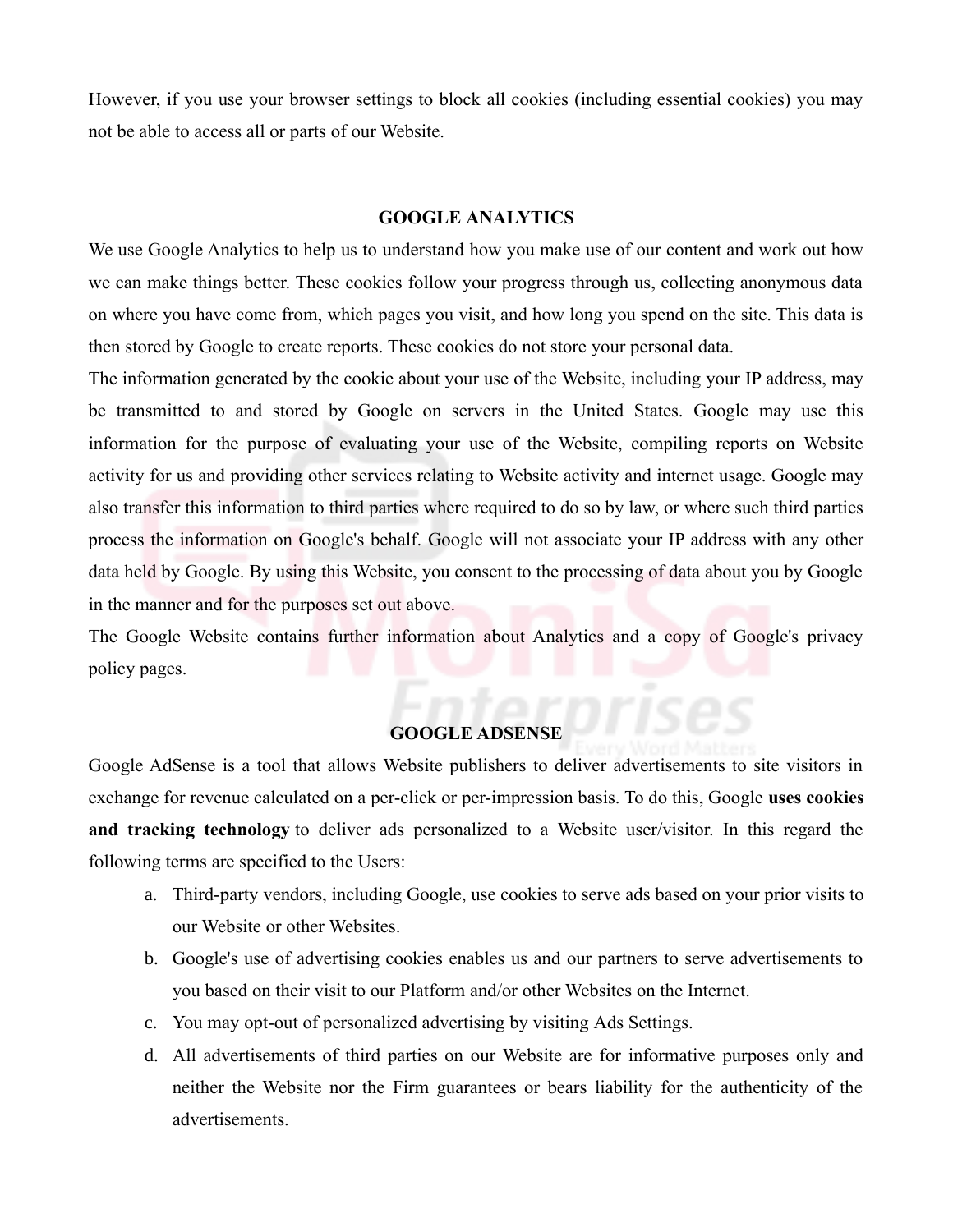However, if you use your browser settings to block all cookies (including essential cookies) you may not be able to access all or parts of our Website.

## GOOGLE ANALYTICS

We use Google Analytics to help us to understand how you make use of our content and work out how we can make things better. These cookies follow your progress through us, collecting anonymous data on where you have come from, which pages you visit, and how long you spend on the site. This data is then stored by Google to create reports. These cookies do not store your personal data.

The information generated by the cookie about your use of the Website, including your IP address, may be transmitted to and stored by Google on servers in the United States. Google may use this information for the purpose of evaluating your use of the Website, compiling reports on Website activity for us and providing other services relating to Website activity and internet usage. Google may also transfer this information to third parties where required to do so by law, or where such third parties process the information on Google's behalf. Google will not associate your IP address with any other data held by Google. By using this Website, you consent to the processing of data about you by Google in the manner and for the purposes set out above.

The Google Website contains further information about Analytics and a copy of Google's privacy policy pages.

## GOOGLE ADSENSE

Google AdSense is a tool that allows Website publishers to deliver advertisements to site visitors in exchange for revenue calculated on a per-click or per-impression basis. To do this, Google **uses cookies and tracking technology** to deliver ads personalized to a Website user/visitor. In this regard the following terms are specified to the Users:

a. Third-party vendors, including Google, use cookies to serve ads based on your prior visits to our Website or other Websites.
b. Google's use of advertising cookies enables us and our partners to serve advertisements to you based on their visit to our Platform and/or other Websites on the Internet.
c. You may opt-out of personalized advertising by visiting Ads Settings.
d. All advertisements of third parties on our Website are for informative purposes only and neither the Website nor the Firm guarantees or bears liability for the authenticity of the advertisements.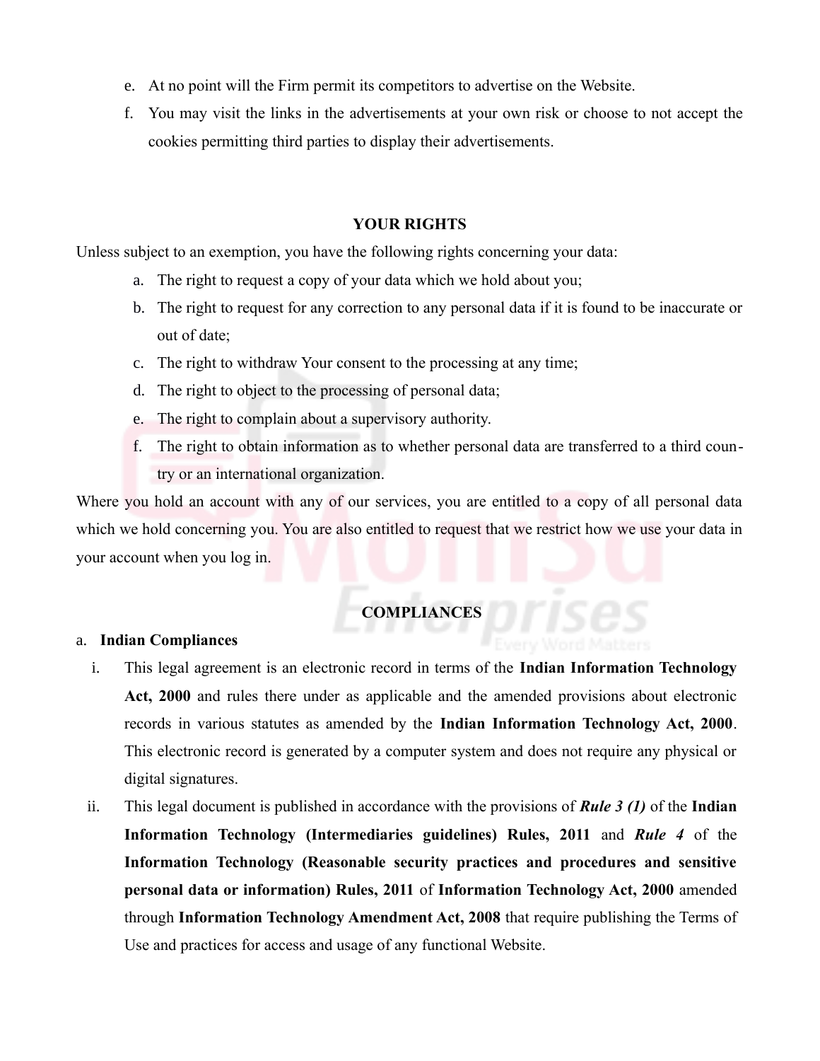e. At no point will the Firm permit its competitors to advertise on the Website.
f. You may visit the links in the advertisements at your own risk or choose to not accept the cookies permitting third parties to display their advertisements.

## YOUR RIGHTS

Unless subject to an exemption, you have the following rights concerning your data:

a. The right to request a copy of your data which we hold about you;
b. The right to request for any correction to any personal data if it is found to be inaccurate or out of date;
c. The right to withdraw Your consent to the processing at any time;
d. The right to object to the processing of personal data;
e. The right to complain about a supervisory authority.
f. The right to obtain information as to whether personal data are transferred to a third country or an international organization.

Where you hold an account with any of our services, you are entitled to a copy of all personal data which we hold concerning you. You are also entitled to request that we restrict how we use your data in your account when you log in.

## COMPLIANCES

a. **Indian Compliances**

i. This legal agreement is an electronic record in terms of the **Indian Information Technology Act, 2000** and rules there under as applicable and the amended provisions about electronic records in various statutes as amended by the **Indian Information Technology Act, 2000**. This electronic record is generated by a computer system and does not require any physical or digital signatures.

ii. This legal document is published in accordance with the provisions of ***Rule 3 (1)*** of the **Indian Information Technology (Intermediaries guidelines) Rules, 2011** and ***Rule 4*** of the **Information Technology (Reasonable security practices and procedures and sensitive personal data or information) Rules, 2011** of **Information Technology Act, 2000** amended through **Information Technology Amendment Act, 2008** that require publishing the Terms of Use and practices for access and usage of any functional Website.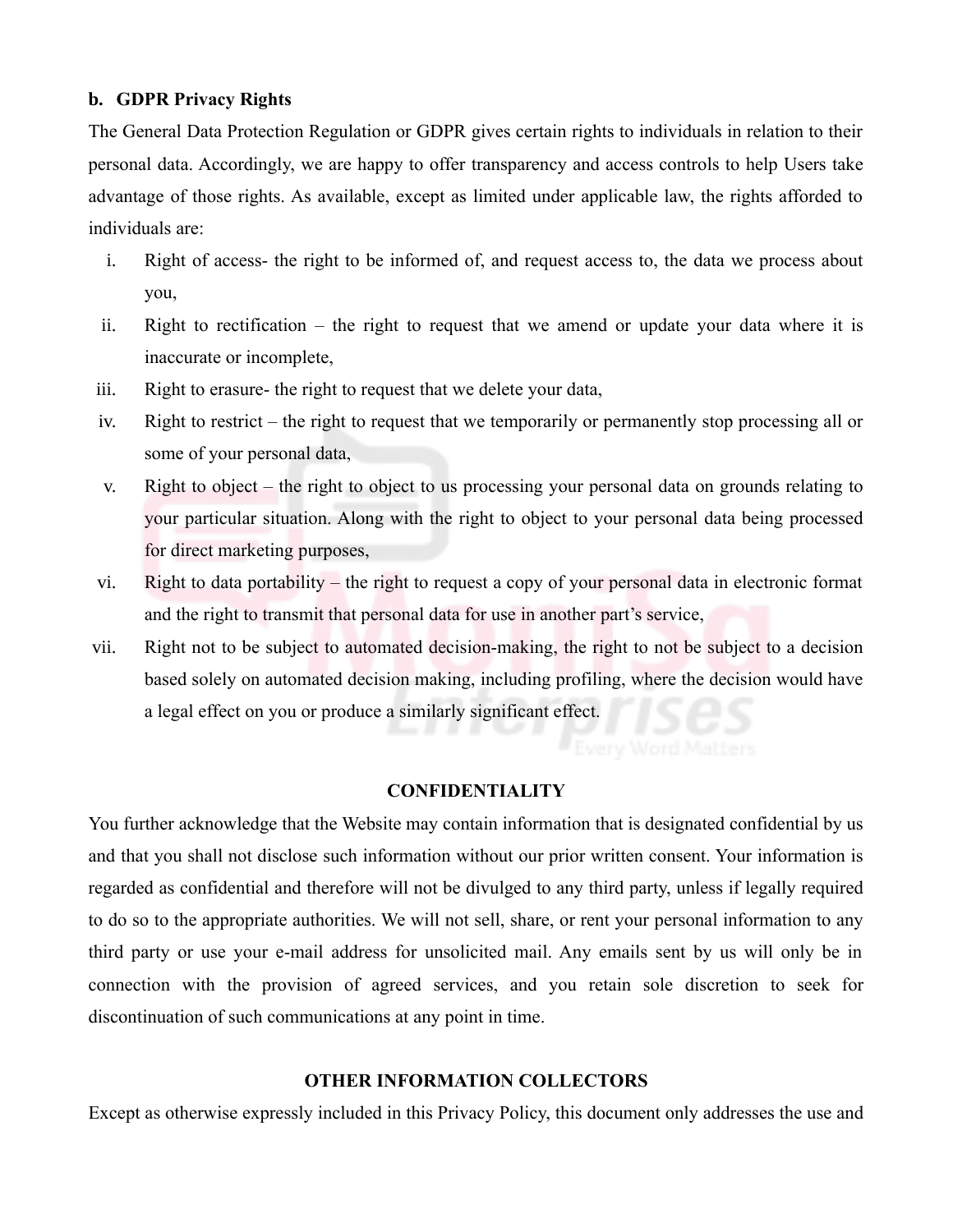**b. GDPR Privacy Rights**

The General Data Protection Regulation or GDPR gives certain rights to individuals in relation to their personal data. Accordingly, we are happy to offer transparency and access controls to help Users take advantage of those rights. As available, except as limited under applicable law, the rights afforded to individuals are:

i. Right of access- the right to be informed of, and request access to, the data we process about you,
ii. Right to rectification – the right to request that we amend or update your data where it is inaccurate or incomplete,
iii. Right to erasure- the right to request that we delete your data,
iv. Right to restrict – the right to request that we temporarily or permanently stop processing all or some of your personal data,
v. Right to object – the right to object to us processing your personal data on grounds relating to your particular situation. Along with the right to object to your personal data being processed for direct marketing purposes,
vi. Right to data portability – the right to request a copy of your personal data in electronic format and the right to transmit that personal data for use in another part's service,
vii. Right not to be subject to automated decision-making, the right to not be subject to a decision based solely on automated decision making, including profiling, where the decision would have a legal effect on you or produce a similarly significant effect.

## CONFIDENTIALITY

You further acknowledge that the Website may contain information that is designated confidential by us and that you shall not disclose such information without our prior written consent. Your information is regarded as confidential and therefore will not be divulged to any third party, unless if legally required to do so to the appropriate authorities. We will not sell, share, or rent your personal information to any third party or use your e-mail address for unsolicited mail. Any emails sent by us will only be in connection with the provision of agreed services, and you retain sole discretion to seek for discontinuation of such communications at any point in time.

## OTHER INFORMATION COLLECTORS

Except as otherwise expressly included in this Privacy Policy, this document only addresses the use and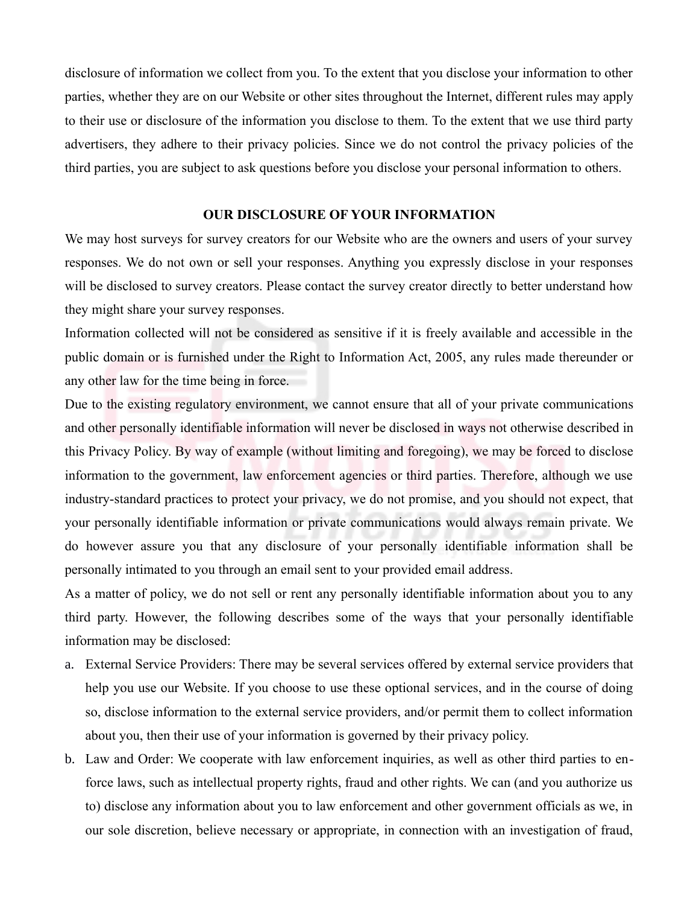disclosure of information we collect from you. To the extent that you disclose your information to other parties, whether they are on our Website or other sites throughout the Internet, different rules may apply to their use or disclosure of the information you disclose to them. To the extent that we use third party advertisers, they adhere to their privacy policies. Since we do not control the privacy policies of the third parties, you are subject to ask questions before you disclose your personal information to others.

## OUR DISCLOSURE OF YOUR INFORMATION

We may host surveys for survey creators for our Website who are the owners and users of your survey responses. We do not own or sell your responses. Anything you expressly disclose in your responses will be disclosed to survey creators. Please contact the survey creator directly to better understand how they might share your survey responses.

Information collected will not be considered as sensitive if it is freely available and accessible in the public domain or is furnished under the Right to Information Act, 2005, any rules made thereunder or any other law for the time being in force.

Due to the existing regulatory environment, we cannot ensure that all of your private communications and other personally identifiable information will never be disclosed in ways not otherwise described in this Privacy Policy. By way of example (without limiting and foregoing), we may be forced to disclose information to the government, law enforcement agencies or third parties. Therefore, although we use industry-standard practices to protect your privacy, we do not promise, and you should not expect, that your personally identifiable information or private communications would always remain private. We do however assure you that any disclosure of your personally identifiable information shall be personally intimated to you through an email sent to your provided email address.

As a matter of policy, we do not sell or rent any personally identifiable information about you to any third party. However, the following describes some of the ways that your personally identifiable information may be disclosed:

a. External Service Providers: There may be several services offered by external service providers that help you use our Website. If you choose to use these optional services, and in the course of doing so, disclose information to the external service providers, and/or permit them to collect information about you, then their use of your information is governed by their privacy policy.

b. Law and Order: We cooperate with law enforcement inquiries, as well as other third parties to enforce laws, such as intellectual property rights, fraud and other rights. We can (and you authorize us to) disclose any information about you to law enforcement and other government officials as we, in our sole discretion, believe necessary or appropriate, in connection with an investigation of fraud,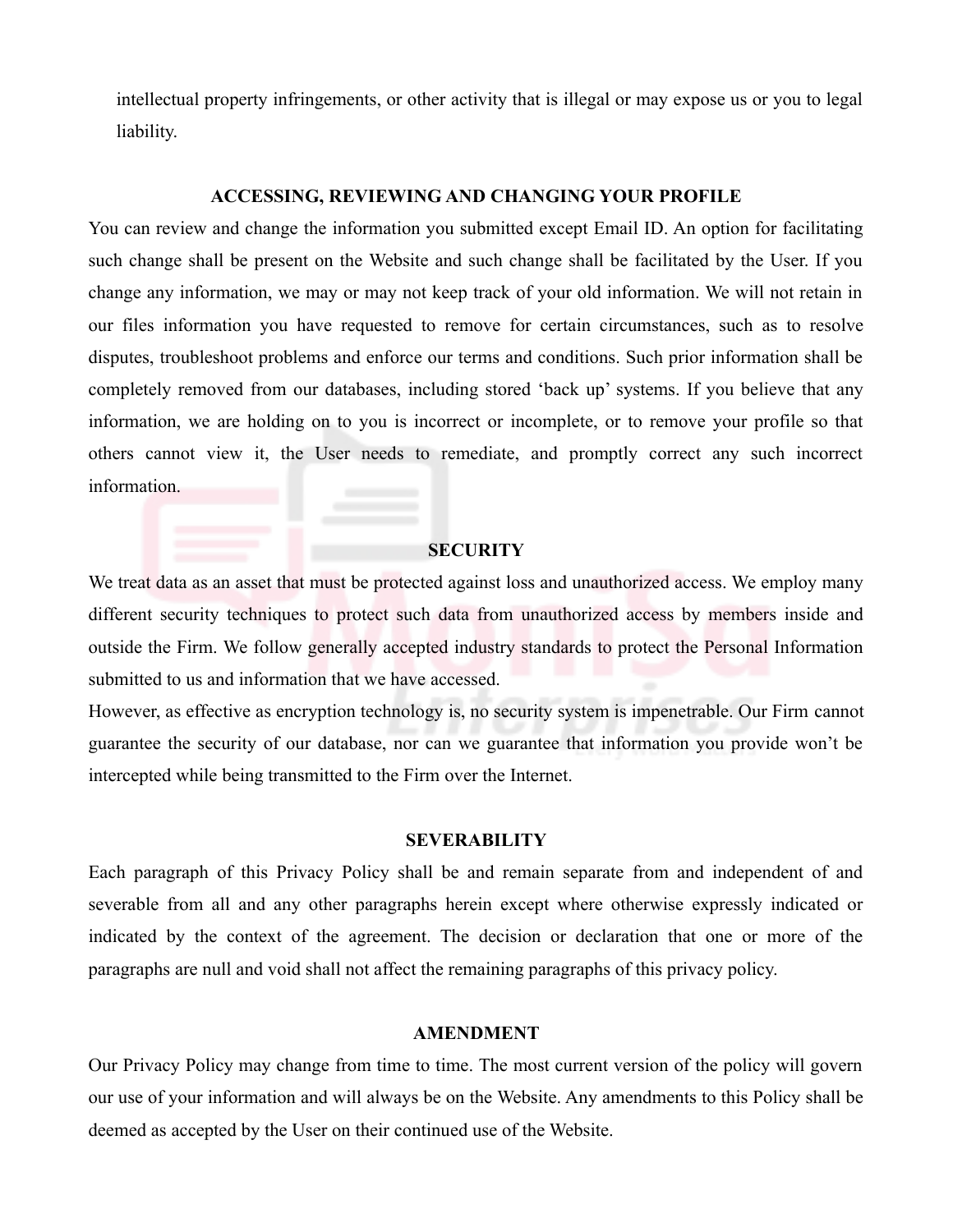intellectual property infringements, or other activity that is illegal or may expose us or you to legal liability.

## ACCESSING, REVIEWING AND CHANGING YOUR PROFILE

You can review and change the information you submitted except Email ID. An option for facilitating such change shall be present on the Website and such change shall be facilitated by the User. If you change any information, we may or may not keep track of your old information. We will not retain in our files information you have requested to remove for certain circumstances, such as to resolve disputes, troubleshoot problems and enforce our terms and conditions. Such prior information shall be completely removed from our databases, including stored 'back up' systems. If you believe that any information, we are holding on to you is incorrect or incomplete, or to remove your profile so that others cannot view it, the User needs to remediate, and promptly correct any such incorrect information.

## SECURITY

We treat data as an asset that must be protected against loss and unauthorized access. We employ many different security techniques to protect such data from unauthorized access by members inside and outside the Firm. We follow generally accepted industry standards to protect the Personal Information submitted to us and information that we have accessed.

However, as effective as encryption technology is, no security system is impenetrable. Our Firm cannot guarantee the security of our database, nor can we guarantee that information you provide won't be intercepted while being transmitted to the Firm over the Internet.

## SEVERABILITY

Each paragraph of this Privacy Policy shall be and remain separate from and independent of and severable from all and any other paragraphs herein except where otherwise expressly indicated or indicated by the context of the agreement. The decision or declaration that one or more of the paragraphs are null and void shall not affect the remaining paragraphs of this privacy policy.

## AMENDMENT

Our Privacy Policy may change from time to time. The most current version of the policy will govern our use of your information and will always be on the Website. Any amendments to this Policy shall be deemed as accepted by the User on their continued use of the Website.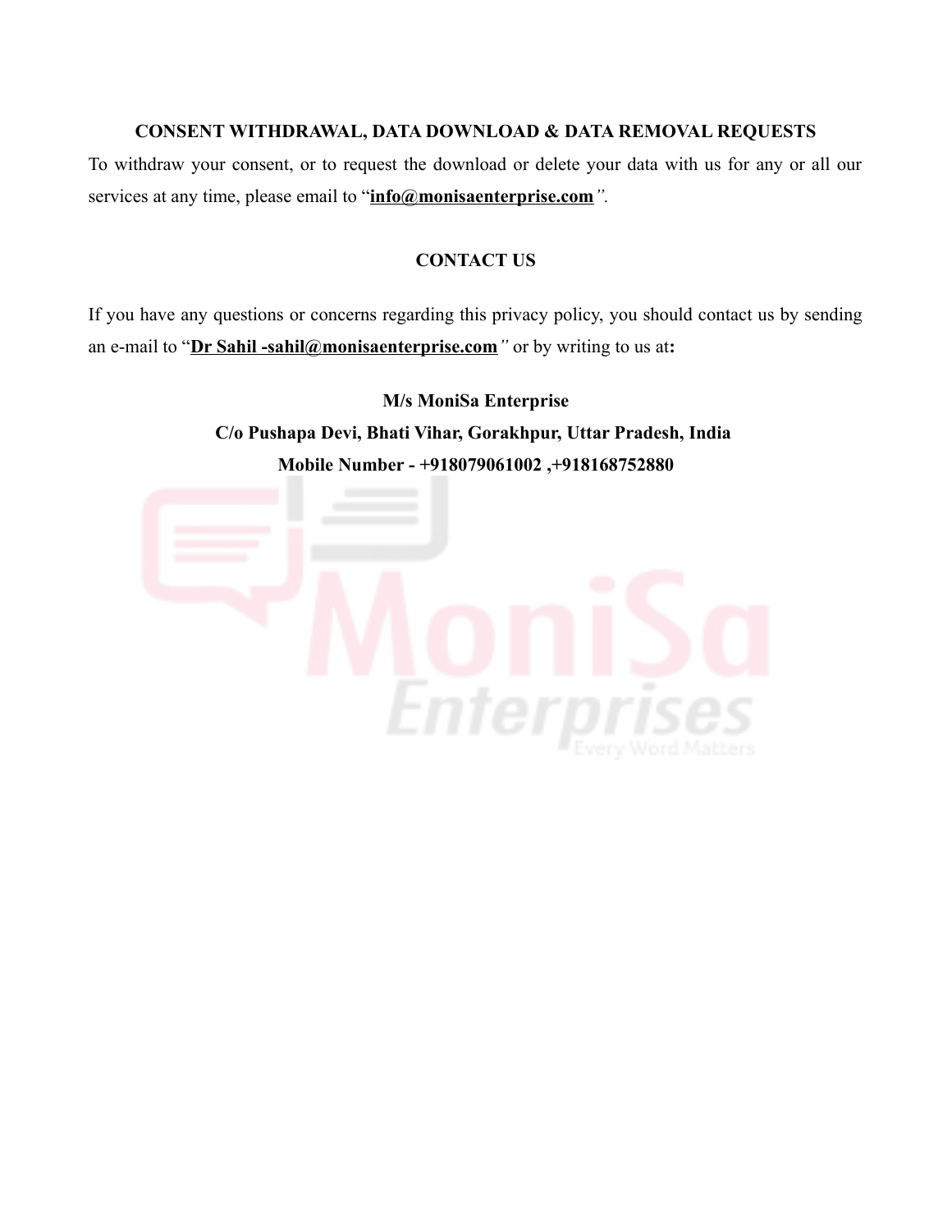## CONSENT WITHDRAWAL, DATA DOWNLOAD & DATA REMOVAL REQUESTS

To withdraw your consent, or to request the download or delete your data with us for any or all our services at any time, please email to "**info@monisaenterprise.com**".

## CONTACT US

If you have any questions or concerns regarding this privacy policy, you should contact us by sending an e-mail to "**Dr Sahil -sahil@monisaenterprise.com**" or by writing to us at**:**

**M/s MoniSa Enterprise**
**C/o Pushapa Devi, Bhati Vihar, Gorakhpur, Uttar Pradesh, India**
**Mobile Number - +918079061002 ,+918168752880**